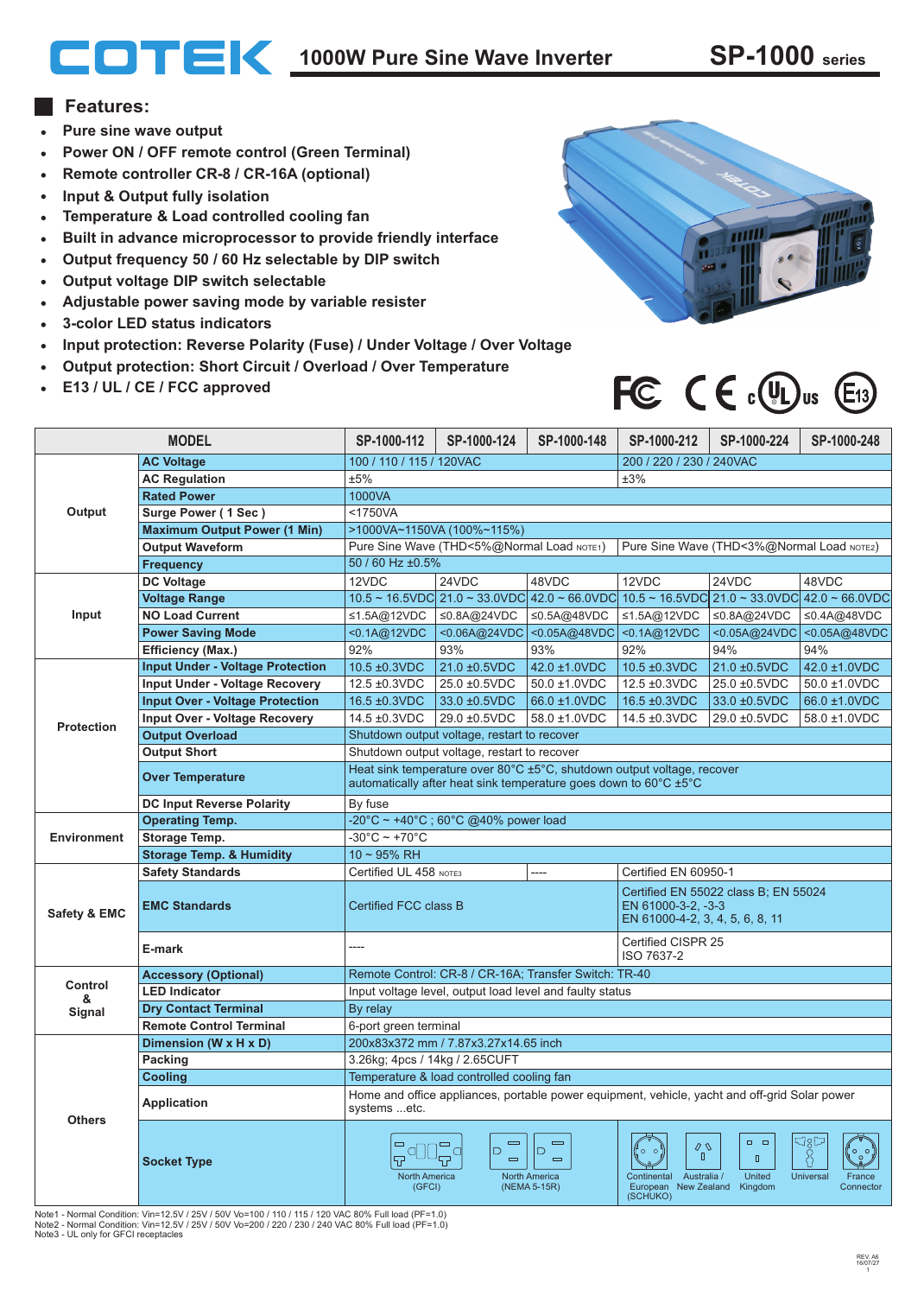# COTEK 1000W Pure Sine Wave Inverter SP-1000 series

## Features:

- Pure sine wave output
- Power ON / OFF remote control (Green Terminal)
- Remote controller CR-8 / CR-16A (optional)
- Input & Output fully isolation
- Temperature & Load controlled cooling fan
- Built in advance microprocessor to provide friendly interface
- Output frequency 50 / 60 Hz selectable by DIP switch
- Output voltage DIP switch selectable
- Adjustable power saving mode by variable resister
- 3-color LED status indicators
- Input protection: Reverse Polarity (Fuse) / Under Voltage / Over Voltage
- Output protection: Short Circuit / Overload / Over Temperature
- E13 / UL / CE / FCC approved

| MODEL | | SP-1000-112 | SP-1000-124 | SP-1000-148 | SP-1000-212 | SP-1000-224 | SP-1000-248 |
|---|---|---|---|---|---|---|---|
| Output | AC Voltage | 100 / 110 / 115 / 120VAC | | | 200 / 220 / 230 / 240VAC | | |
| | AC Regulation | ±5% | | | ±3% | | |
| | Rated Power | 1000VA | | | | | |
| | Surge Power ( 1 Sec ) | <1750VA | | | | | |
| | Maximum Output Power (1 Min) | >1000VA~1150VA (100%~115%) | | | | | |
| | Output Waveform | Pure Sine Wave (THD<5%@Normal Load NOTE1) | | | Pure Sine Wave (THD<3%@Normal Load NOTE2) | | |
| | Frequency | 50 / 60 Hz ±0.5% | | | | | |
| Input | DC Voltage | 12VDC | 24VDC | 48VDC | 12VDC | 24VDC | 48VDC |
| | Voltage Range | 10.5 ~ 16.5VDC | 21.0 ~ 33.0VDC | 42.0 ~ 66.0VDC | 10.5 ~ 16.5VDC | 21.0 ~ 33.0VDC | 42.0 ~ 66.0VDC |
| | NO Load Current | ≤1.5A@12VDC | ≤0.8A@24VDC | ≤0.5A@48VDC | ≤1.5A@12VDC | ≤0.8A@24VDC | ≤0.4A@48VDC |
| | Power Saving Mode | <0.1A@12VDC | <0.06A@24VDC | <0.05A@48VDC | <0.1A@12VDC | <0.05A@24VDC | <0.05A@48VDC |
| | Efficiency (Max.) | 92% | 93% | 93% | 92% | 94% | 94% |
| Protection | Input Under - Voltage Protection | 10.5 ±0.3VDC | 21.0 ±0.5VDC | 42.0 ±1.0VDC | 10.5 ±0.3VDC | 21.0 ±0.5VDC | 42.0 ±1.0VDC |
| | Input Under - Voltage Recovery | 12.5 ±0.3VDC | 25.0 ±0.5VDC | 50.0 ±1.0VDC | 12.5 ±0.3VDC | 25.0 ±0.5VDC | 50.0 ±1.0VDC |
| | Input Over - Voltage Protection | 16.5 ±0.3VDC | 33.0 ±0.5VDC | 66.0 ±1.0VDC | 16.5 ±0.3VDC | 33.0 ±0.5VDC | 66.0 ±1.0VDC |
| | Input Over - Voltage Recovery | 14.5 ±0.3VDC | 29.0 ±0.5VDC | 58.0 ±1.0VDC | 14.5 ±0.3VDC | 29.0 ±0.5VDC | 58.0 ±1.0VDC |
| | Output Overload | Shutdown output voltage, restart to recover | | | | | |
| | Output Short | Shutdown output voltage, restart to recover | | | | | |
| | Over Temperature | Heat sink temperature over 80°C ±5°C, shutdown output voltage, recover automatically after heat sink temperature goes down to 60°C ±5°C | | | | | |
| | DC Input Reverse Polarity | By fuse | | | | | |
| Environment | Operating Temp. | -20°C ~ +40°C ; 60°C @40% power load | | | | | |
| | Storage Temp. | -30°C ~ +70°C | | | | | |
| | Storage Temp. & Humidity | 10 ~ 95% RH | | | | | |
| Safety & EMC | Safety Standards | Certified UL 458 NOTE3 | | ---- | Certified EN 60950-1 | | |
| | EMC Standards | Certified FCC class B | | | Certified EN 55022 class B; EN 55024 EN 61000-3-2, -3-3 EN 61000-4-2, 3, 4, 5, 6, 8, 11 | | |
| | E-mark | ---- | | | Certified CISPR 25 ISO 7637-2 | | |
| Control & Signal | Accessory (Optional) | Remote Control: CR-8 / CR-16A; Transfer Switch: TR-40 | | | | | |
| | LED Indicator | Input voltage level, output load level and faulty status | | | | | |
| | Dry Contact Terminal | By relay | | | | | |
| | Remote Control Terminal | 6-port green terminal | | | | | |
| Others | Dimension (W x H x D) | 200x83x372 mm / 7.87x3.27x14.65 inch | | | | | |
| | Packing | 3.26kg; 4pcs / 14kg / 2.65CUFT | | | | | |
| | Cooling | Temperature & load controlled cooling fan | | | | | |
| | Application | Home and office appliances, portable power equipment, vehicle, yacht and off-grid Solar power systems ...etc. | | | | | |
| | Socket Type | North America (GFCI); North America (NEMA 5-15R) | | | Continental European (SCHUKO); Australia / New Zealand; United Kingdom; Universal; France Connector | | |

Note1 - Normal Condition: Vin=12.5V / 25V / 50V Vo=100 / 110 / 115 / 120 VAC 80% Full load (PF=1.0)
Note2 - Normal Condition: Vin=12.5V / 25V / 50V Vo=200 / 220 / 230 / 240 VAC 80% Full load (PF=1.0)
Note3 - UL only for GFCI receptacles

REV. A6
16/07/27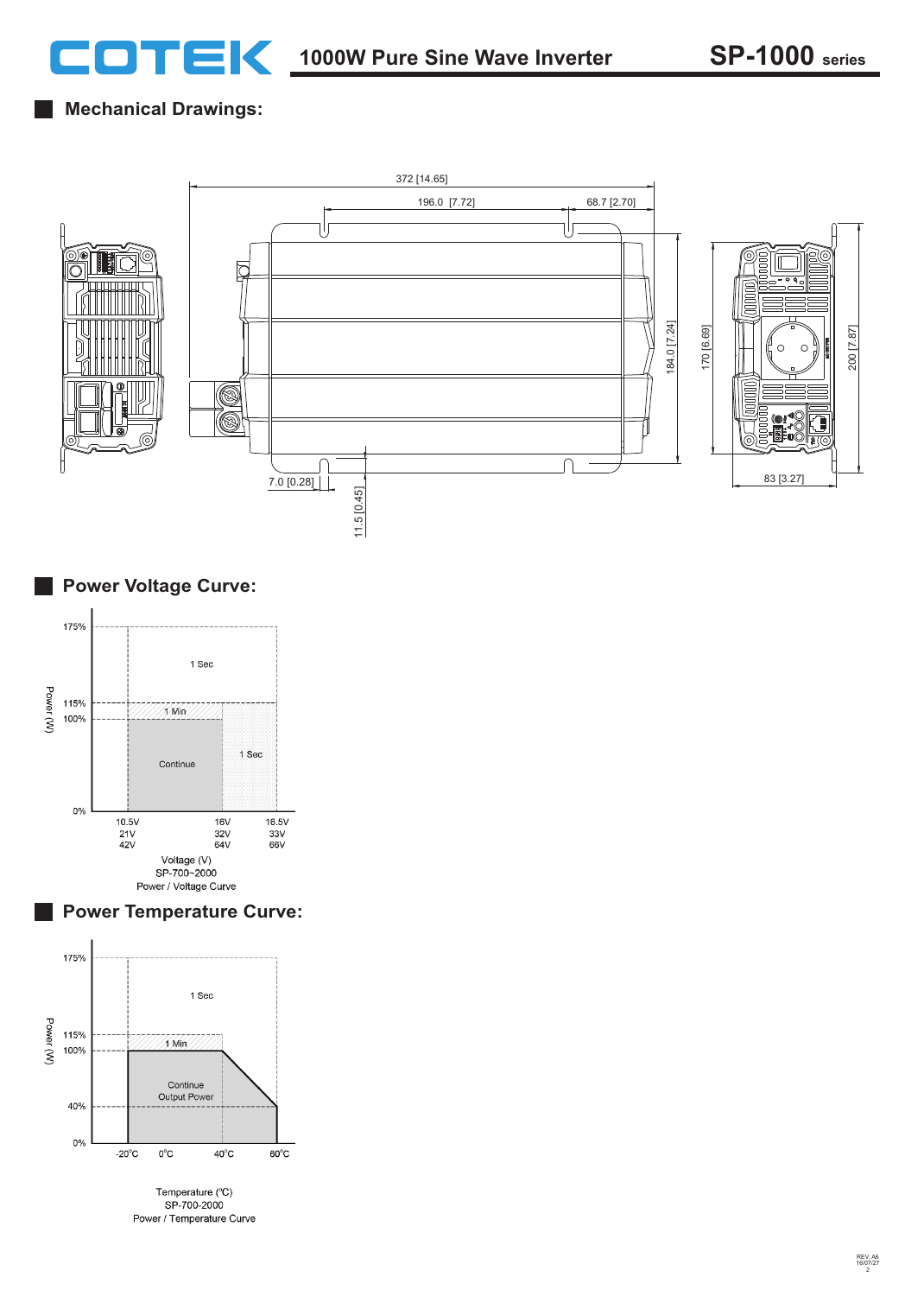# COTEK 1000W Pure Sine Wave Inverter SP-1000 series

## Mechanical Drawings:

372 [14.65]

196.0 [7.72]

68.7 [2.70]

184.0 [7.24]

170 [6.69]

200 [7.87]

83 [3.27]

7.0 [0.28]

11.5 [0.45]

## Power Voltage Curve:

175%

115%

100%

0%

Power (W)

1 Sec

1 Min

Continue

1 Sec

10.5V
21V
42V

16V
32V
64V

16.5V
33V
66V

Voltage (V)
SP-700~2000
Power / Voltage Curve

## Power Temperature Curve:

175%

115%

100%

40%

0%

Power (W)

1 Sec

1 Min

Continue
Output Power

-20°C

0°C

40°C

60°C

Temperature (°C)
SP-700-2000
Power / Temperature Curve

REV. A6
16/07/27